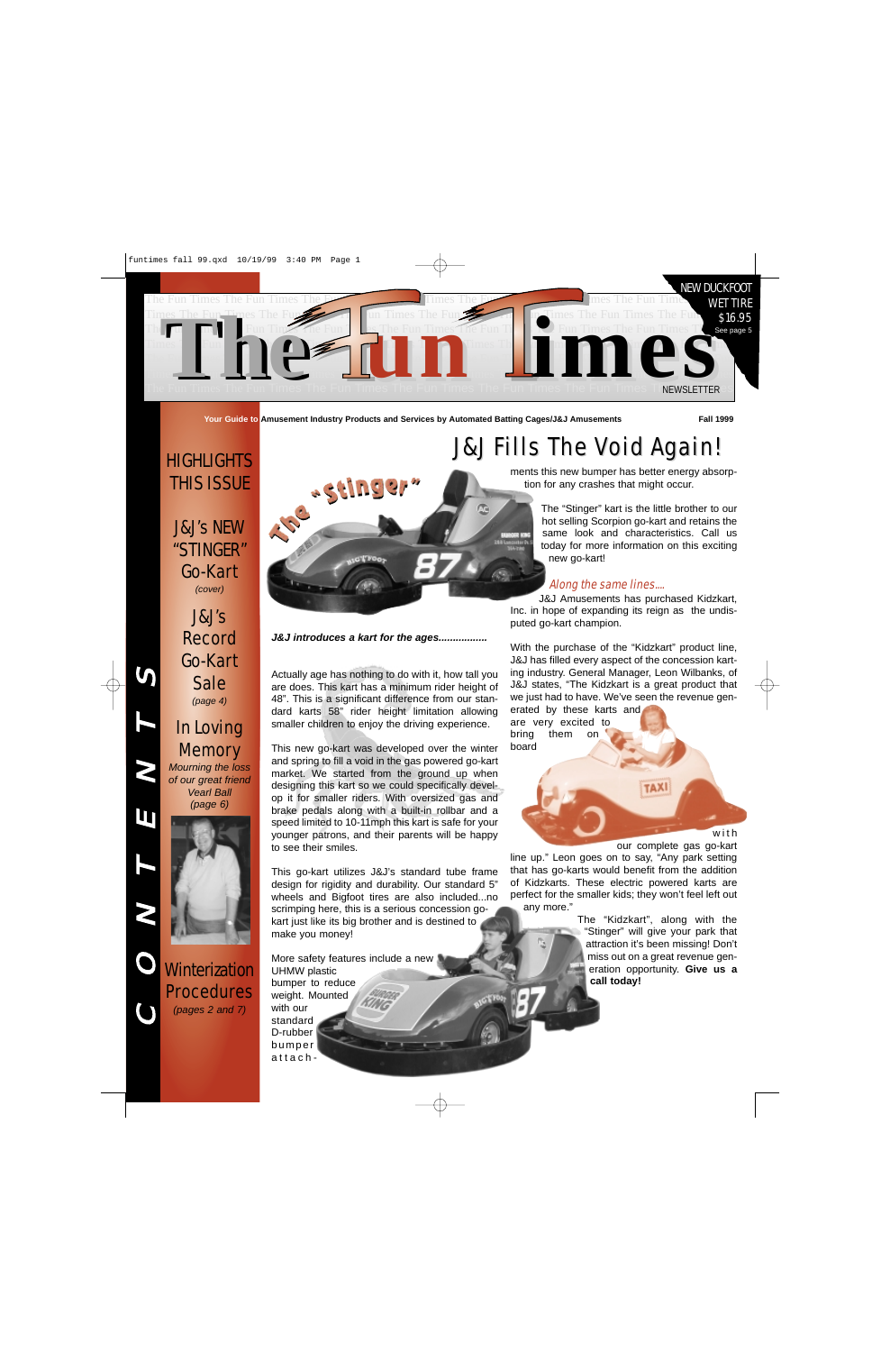# The Fun Times

NEW DUCKFOOT WET TIRE $16.95 See page 5

NEWSLETTER

**Your Guide to Amusement Industry Products and Services by Automated Batting Cages/J&J Amusements** — **Fall 1999**

## CONTENTS

### HIGHLIGHTS THIS ISSUE

**J&J's NEW "STINGER" Go-Kart**
*(cover)*

**J&J's Record Go-Kart Sale**
*(page 4)*

**In Loving Memory**
*Mourning the loss of our great friend Vearl Ball*
*(page 6)*

**Winterization Procedures**
*(pages 2 and 7)*

## J&J Fills The Void Again!

The "Stinger"

***J&J introduces a kart for the ages.................***

Actually age has nothing to do with it, how tall you are does. This kart has a minimum rider height of 48". This is a significant difference from our standard karts 58" rider height limitation allowing smaller children to enjoy the driving experience.

This new go-kart was developed over the winter and spring to fill a void in the gas powered go-kart market. We started from the ground up when designing this kart so we could specifically develop it for smaller riders. With oversized gas and brake pedals along with a built-in rollbar and a speed limited to 10-11mph this kart is safe for your younger patrons, and their parents will be happy to see their smiles.

This go-kart utilizes J&J's standard tube frame design for rigidity and durability. Our standard 5" wheels and Bigfoot tires are also included...no scrimping here, this is a serious concession go-kart just like its big brother and is destined to make you money!

More safety features include a new UHMW plastic bumper to reduce weight. Mounted with our standard D-rubber bumper attachments this new bumper has better energy absorption for any crashes that might occur.

The "Stinger" kart is the little brother to our hot selling Scorpion go-kart and retains the same look and characteristics. Call us today for more information on this exciting new go-kart!

### *Along the same lines....*

J&J Amusements has purchased Kidzkart, Inc. in hope of expanding its reign as the undisputed go-kart champion.

With the purchase of the "Kidzkart" product line, J&J has filled every aspect of the concession karting industry. General Manager, Leon Wilbanks, of J&J states, "The Kidzkart is a great product that we just had to have. We've seen the revenue generated by these karts and are very excited to bring them on board with our complete gas go-kart line up." Leon goes on to say, "Any park setting that has go-karts would benefit from the addition of Kidzkarts. These electric powered karts are perfect for the smaller kids; they won't feel left out any more."

The "Kidzkart", along with the "Stinger" will give your park that attraction it's been missing! Don't miss out on a great revenue generation opportunity. **Give us a call today!**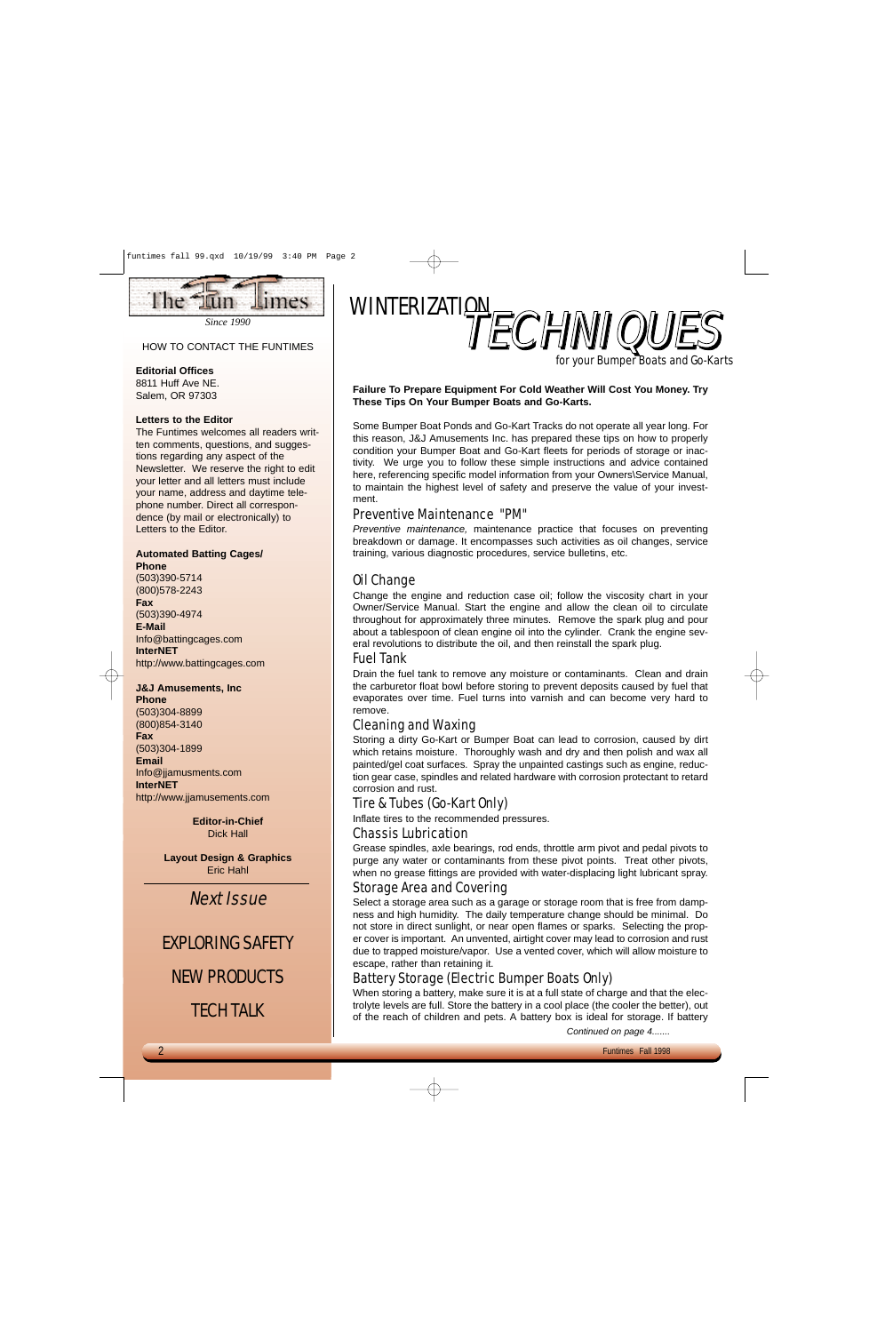The Fun Times

*Since 1990*

HOW TO CONTACT THE FUNTIMES

**Editorial Offices**
8811 Huff Ave NE.
Salem, OR 97303

**Letters to the Editor**
The Funtimes welcomes all readers written comments, questions, and suggestions regarding any aspect of the Newsletter. We reserve the right to edit your letter and all letters must include your name, address and daytime telephone number. Direct all correspondence (by mail or electronically) to Letters to the Editor.

**Automated Batting Cages/**
**Phone**
(503)390-5714
(800)578-2243
**Fax**
(503)390-4974
**E-Mail**
Info@battingcages.com
**InterNET**
http://www.battingcages.com

**J&J Amusements, Inc**
**Phone**
(503)304-8899
(800)854-3140
**Fax**
(503)304-1899
**Email**
Info@jjamusments.com
**InterNET**
http://www.jjamusements.com

**Editor-in-Chief**
Dick Hall

**Layout Design & Graphics**
Eric Hahl

*Next Issue*

EXPLORING SAFETY

NEW PRODUCTS

TECH TALK

# WINTERIZATION TECHNIQUES

for your Bumper Boats and Go-Karts

**Failure To Prepare Equipment For Cold Weather Will Cost You Money. Try These Tips On Your Bumper Boats and Go-Karts.**

Some Bumper Boat Ponds and Go-Kart Tracks do not operate all year long. For this reason, J&J Amusements Inc. has prepared these tips on how to properly condition your Bumper Boat and Go-Kart fleets for periods of storage or inactivity. We urge you to follow these simple instructions and advice contained here, referencing specific model information from your Owners\Service Manual, to maintain the highest level of safety and preserve the value of your investment.

## Preventive Maintenance "PM"

*Preventive maintenance,* maintenance practice that focuses on preventing breakdown or damage. It encompasses such activities as oil changes, service training, various diagnostic procedures, service bulletins, etc.

## Oil Change

Change the engine and reduction case oil; follow the viscosity chart in your Owner/Service Manual. Start the engine and allow the clean oil to circulate throughout for approximately three minutes. Remove the spark plug and pour about a tablespoon of clean engine oil into the cylinder. Crank the engine several revolutions to distribute the oil, and then reinstall the spark plug.

## Fuel Tank

Drain the fuel tank to remove any moisture or contaminants. Clean and drain the carburetor float bowl before storing to prevent deposits caused by fuel that evaporates over time. Fuel turns into varnish and can become very hard to remove.

## Cleaning and Waxing

Storing a dirty Go-Kart or Bumper Boat can lead to corrosion, caused by dirt which retains moisture. Thoroughly wash and dry and then polish and wax all painted/gel coat surfaces. Spray the unpainted castings such as engine, reduction gear case, spindles and related hardware with corrosion protectant to retard corrosion and rust.

## Tire & Tubes (Go-Kart Only)

Inflate tires to the recommended pressures.

## Chassis Lubrication

Grease spindles, axle bearings, rod ends, throttle arm pivot and pedal pivots to purge any water or contaminants from these pivot points. Treat other pivots, when no grease fittings are provided with water-displacing light lubricant spray.

## Storage Area and Covering

Select a storage area such as a garage or storage room that is free from dampness and high humidity. The daily temperature change should be minimal. Do not store in direct sunlight, or near open flames or sparks. Selecting the proper cover is important. An unvented, airtight cover may lead to corrosion and rust due to trapped moisture/vapor. Use a vented cover, which will allow moisture to escape, rather than retaining it.

## Battery Storage (Electric Bumper Boats Only)

When storing a battery, make sure it is at a full state of charge and that the electrolyte levels are full. Store the battery in a cool place (the cooler the better), out of the reach of children and pets. A battery box is ideal for storage. If battery

*Continued on page 4.......*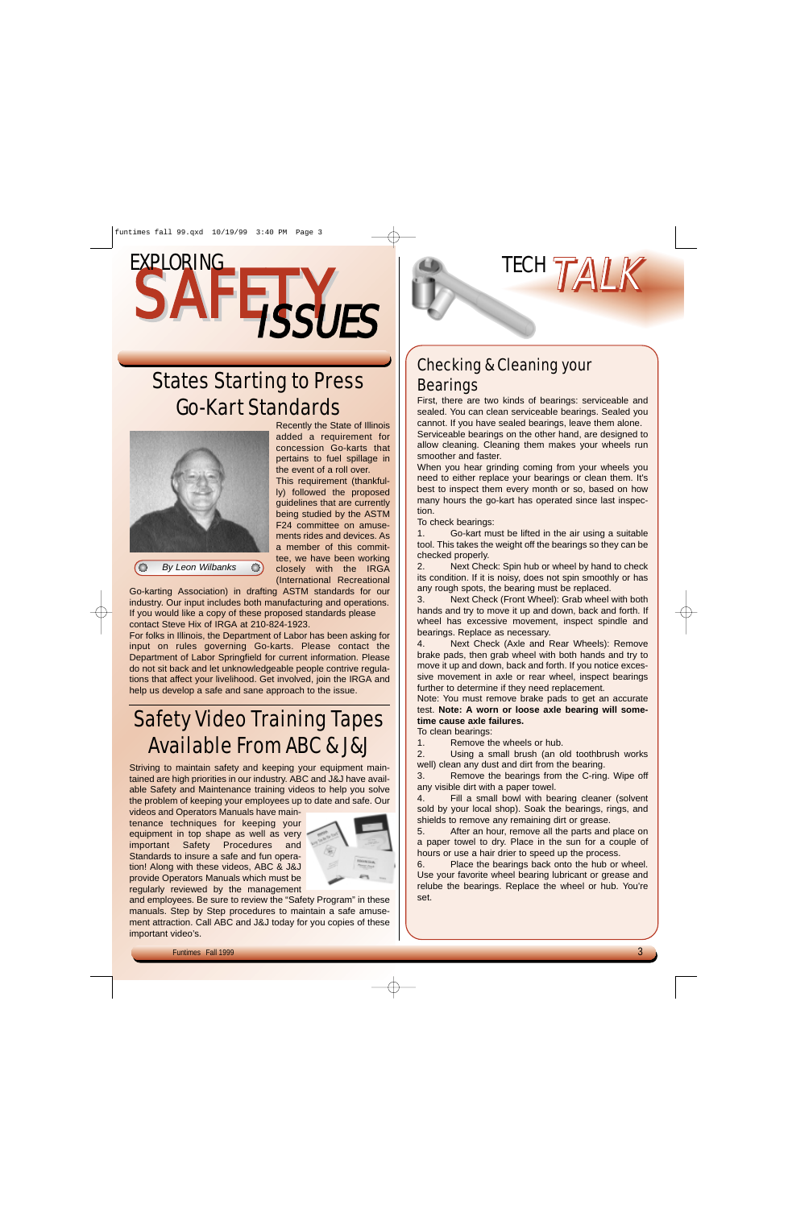# EXPLORING SAFETY ISSUES

## States Starting to Press Go-Kart Standards

By Leon Wilbanks

Recently the State of Illinois added a requirement for concession Go-karts that pertains to fuel spillage in the event of a roll over. This requirement (thankfully) followed the proposed guidelines that are currently being studied by the ASTM F24 committee on amusements rides and devices. As a member of this committee, we have been working closely with the IRGA (International Recreational Go-karting Association) in drafting ASTM standards for our industry. Our input includes both manufacturing and operations. If you would like a copy of these proposed standards please contact Steve Hix of IRGA at 210-824-1923.

For folks in Illinois, the Department of Labor has been asking for input on rules governing Go-karts. Please contact the Department of Labor Springfield for current information. Please do not sit back and let unknowledgeable people contrive regulations that affect your livelihood. Get involved, join the IRGA and help us develop a safe and sane approach to the issue.

## Safety Video Training Tapes Available From ABC & J&J

Striving to maintain safety and keeping your equipment maintained are high priorities in our industry. ABC and J&J have available Safety and Maintenance training videos to help you solve the problem of keeping your employees up to date and safe. Our videos and Operators Manuals have maintenance techniques for keeping your equipment in top shape as well as very important Safety Procedures and Standards to insure a safe and fun operation! Along with these videos, ABC & J&J provide Operators Manuals which must be regularly reviewed by the management and employees. Be sure to review the "Safety Program" in these manuals. Step by Step procedures to maintain a safe amusement attraction. Call ABC and J&J today for you copies of these important video's.

# TECH TALK

## Checking & Cleaning your Bearings

First, there are two kinds of bearings: serviceable and sealed. You can clean serviceable bearings. Sealed you cannot. If you have sealed bearings, leave them alone. Serviceable bearings on the other hand, are designed to allow cleaning. Cleaning them makes your wheels run smoother and faster.

When you hear grinding coming from your wheels you need to either replace your bearings or clean them. It's best to inspect them every month or so, based on how many hours the go-kart has operated since last inspection.

To check bearings:

1. Go-kart must be lifted in the air using a suitable tool. This takes the weight off the bearings so they can be checked properly.
2. Next Check: Spin hub or wheel by hand to check its condition. If it is noisy, does not spin smoothly or has any rough spots, the bearing must be replaced.
3. Next Check (Front Wheel): Grab wheel with both hands and try to move it up and down, back and forth. If wheel has excessive movement, inspect spindle and bearings. Replace as necessary.
4. Next Check (Axle and Rear Wheels): Remove brake pads, then grab wheel with both hands and try to move it up and down, back and forth. If you notice excessive movement in axle or rear wheel, inspect bearings further to determine if they need replacement.

Note: You must remove brake pads to get an accurate test. **Note: A worn or loose axle bearing will sometime cause axle failures.**

To clean bearings:

1. Remove the wheels or hub.
2. Using a small brush (an old toothbrush works well) clean any dust and dirt from the bearing.
3. Remove the bearings from the C-ring. Wipe off any visible dirt with a paper towel.
4. Fill a small bowl with bearing cleaner (solvent sold by your local shop). Soak the bearings, rings, and shields to remove any remaining dirt or grease.
5. After an hour, remove all the parts and place on a paper towel to dry. Place in the sun for a couple of hours or use a hair drier to speed up the process.
6. Place the bearings back onto the hub or wheel. Use your favorite wheel bearing lubricant or grease and relube the bearings. Replace the wheel or hub. You're set.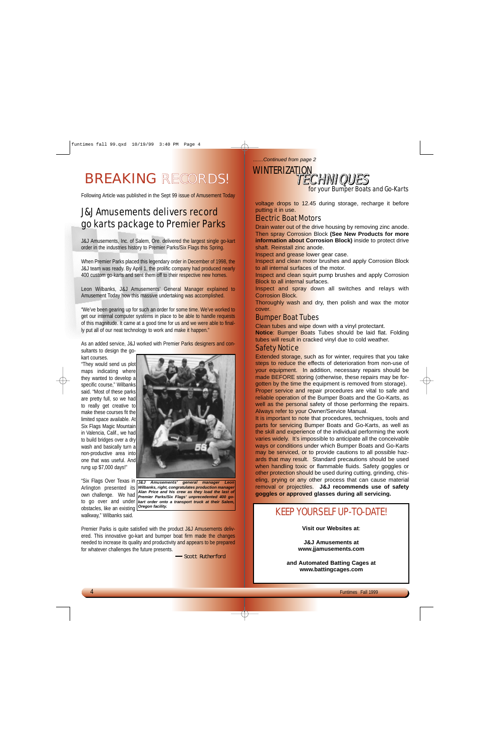# BREAKING RECORDS!

Following Article was published in the Sept 99 issue of Amusement Today

## J&J Amusements delivers record go karts package to Premier Parks

J&J Amusements, Inc. of Salem, Ore. delivered the largest single go-kart order in the industries history to Premier Parks/Six Flags this Spring.

When Premier Parks placed this legendary order in December of 1998, the J&J team was ready. By April 1, the prolific company had produced nearly 400 custom go-karts and sent them off to their respective new homes.

Leon Wilbanks, J&J Amusements' General Manager explained to Amusement Today how this massive undertaking was accomplished.

"We've been gearing up for such an order for some time. We've worked to get our internal computer systems in place to be able to handle requests of this magnitude. It came at a good time for us and we were able to finally put all of our neat technology to work and make it happen."

As an added service, J&J worked with Premier Parks designers and consultants to design the go-kart courses.

"They would send us plot maps indicating where they wanted to develop a specific course," Wilbanks said. "Most of these parks are pretty full, so we had to really get creative to make these courses fit the limited space available. At Six Flags Magic Mountain in Valencia, Calif., we had to build bridges over a dry wash and basically turn a non-productive area into one that was useful. And rung up $7,000 days!"

*J&J Amusements' general manager Leon Wilbanks, right, congratulates production manager Alan Price and his crew as they load the last of Premier Parks/Six Flags' unprecedented 400 go-kart order onto a transport truck at their Salem, Oregon facility.*

"Six Flags Over Texas in Arlington presented its own challenge. We had to go over and under obstacles, like an existing walkway," Wilbanks said.

Premier Parks is quite satisfied with the product J&J Amusements delivered. This innovative go-kart and bumper boat firm made the changes needed to increase its quality and productivity and appears to be prepared for whatever challenges the future presents.

— Scott Rutherford

*.......Continued from page 2*

# WINTERIZATION TECHNIQUES

for your Bumper Boats and Go-Karts

voltage drops to 12.45 during storage, recharge it before putting it in use.

### Electric Boat Motors

Drain water out of the drive housing by removing zinc anode. Then spray Corrosion Block **(See New Products for more information about Corrosion Block)** inside to protect drive shaft. Reinstall zinc anode.

Inspect and grease lower gear case.

Inspect and clean motor brushes and apply Corrosion Block to all internal surfaces of the motor.

Inspect and clean squirt pump brushes and apply Corrosion Block to all internal surfaces.

Inspect and spray down all switches and relays with Corrosion Block.

Thoroughly wash and dry, then polish and wax the motor cover.

### Bumper Boat Tubes

Clean tubes and wipe down with a vinyl protectant.

**Notice**: Bumper Boats Tubes should be laid flat. Folding tubes will result in cracked vinyl due to cold weather.

### Safety Notice

Extended storage, such as for winter, requires that you take steps to reduce the effects of deterioration from non-use of your equipment. In addition, necessary repairs should be made BEFORE storing (otherwise, these repairs may be forgotten by the time the equipment is removed from storage). Proper service and repair procedures are vital to safe and reliable operation of the Bumper Boats and the Go-Karts, as well as the personal safety of those performing the repairs. Always refer to your Owner/Service Manual.

It is important to note that procedures, techniques, tools and parts for servicing Bumper Boats and Go-Karts, as well as the skill and experience of the individual performing the work varies widely. It's impossible to anticipate all the conceivable ways or conditions under which Bumper Boats and Go-Karts may be serviced, or to provide cautions to all possible hazards that may result. Standard precautions should be used when handling toxic or flammable fluids. Safety goggles or other protection should be used during cutting, grinding, chiseling, prying or any other process that can cause material removal or projectiles. **J&J recommends use of safety goggles or approved glasses during all servicing.**

## KEEP YOURSELF UP-TO-DATE!

**Visit our Websites at**:

**J&J Amusements at www.jjamusements.com**

**and Automated Batting Cages at www.battingcages.com**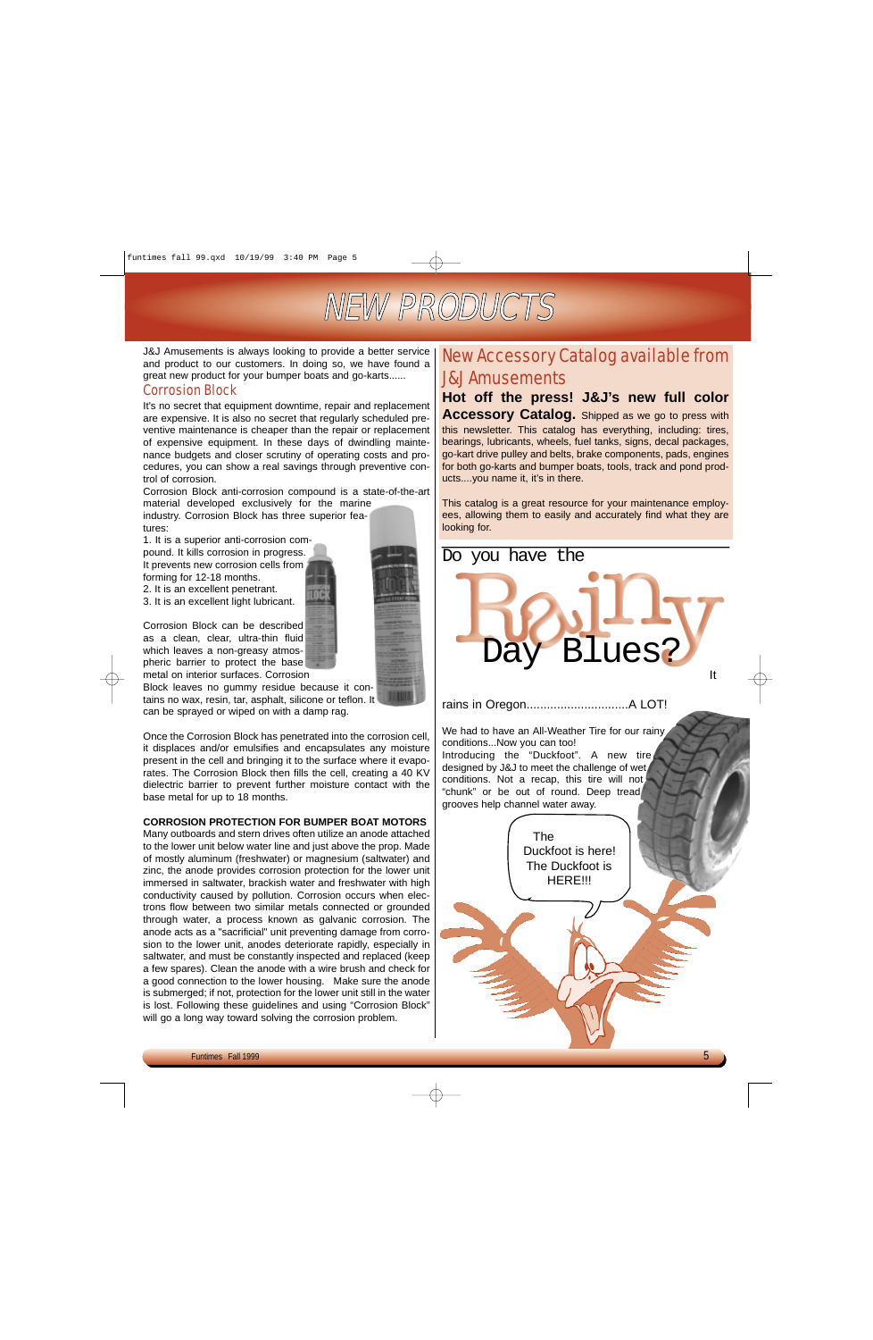# NEW PRODUCTS

J&J Amusements is always looking to provide a better service and product to our customers. In doing so, we have found a great new product for your bumper boats and go-karts......

## Corrosion Block

It's no secret that equipment downtime, repair and replacement are expensive. It is also no secret that regularly scheduled preventive maintenance is cheaper than the repair or replacement of expensive equipment. In these days of dwindling maintenance budgets and closer scrutiny of operating costs and procedures, you can show a real savings through preventive control of corrosion.

Corrosion Block anti-corrosion compound is a state-of-the-art material developed exclusively for the marine industry. Corrosion Block has three superior features:

1. It is a superior anti-corrosion compound. It kills corrosion in progress. It prevents new corrosion cells from forming for 12-18 months.
2. It is an excellent penetrant.
3. It is an excellent light lubricant.

Corrosion Block can be described as a clean, clear, ultra-thin fluid which leaves a non-greasy atmospheric barrier to protect the base metal on interior surfaces. Corrosion Block leaves no gummy residue because it contains no wax, resin, tar, asphalt, silicone or teflon. It can be sprayed or wiped on with a damp rag.

Once the Corrosion Block has penetrated into the corrosion cell, it displaces and/or emulsifies and encapsulates any moisture present in the cell and bringing it to the surface where it evaporates. The Corrosion Block then fills the cell, creating a 40 KV dielectric barrier to prevent further moisture contact with the base metal for up to 18 months.

**CORROSION PROTECTION FOR BUMPER BOAT MOTORS**

Many outboards and stern drives often utilize an anode attached to the lower unit below water line and just above the prop. Made of mostly aluminum (freshwater) or magnesium (saltwater) and zinc, the anode provides corrosion protection for the lower unit immersed in saltwater, brackish water and freshwater with high conductivity caused by pollution. Corrosion occurs when electrons flow between two similar metals connected or grounded through water, a process known as galvanic corrosion. The anode acts as a "sacrificial" unit preventing damage from corrosion to the lower unit, anodes deteriorate rapidly, especially in saltwater, and must be constantly inspected and replaced (keep a few spares). Clean the anode with a wire brush and check for a good connection to the lower housing. Make sure the anode is submerged; if not, protection for the lower unit still in the water is lost. Following these guidelines and using "Corrosion Block" will go a long way toward solving the corrosion problem.

## New Accessory Catalog available from J&J Amusements

**Hot off the press! J&J's new full color Accessory Catalog.** Shipped as we go to press with this newsletter. This catalog has everything, including: tires, bearings, lubricants, wheels, fuel tanks, signs, decal packages, go-kart drive pulley and belts, brake components, pads, engines for both go-karts and bumper boats, tools, track and pond products....you name it, it's in there.

This catalog is a great resource for your maintenance employees, allowing them to easily and accurately find what they are looking for.

## Do you have the Rainy Day Blues?

It rains in Oregon..............................A LOT!

We had to have an All-Weather Tire for our rainy conditions...Now you can too!

Introducing the "Duckfoot". A new tire designed by J&J to meet the challenge of wet conditions. Not a recap, this tire will not "chunk" or be out of round. Deep tread grooves help channel water away.

The Duckfoot is here! The Duckfoot is HERE!!!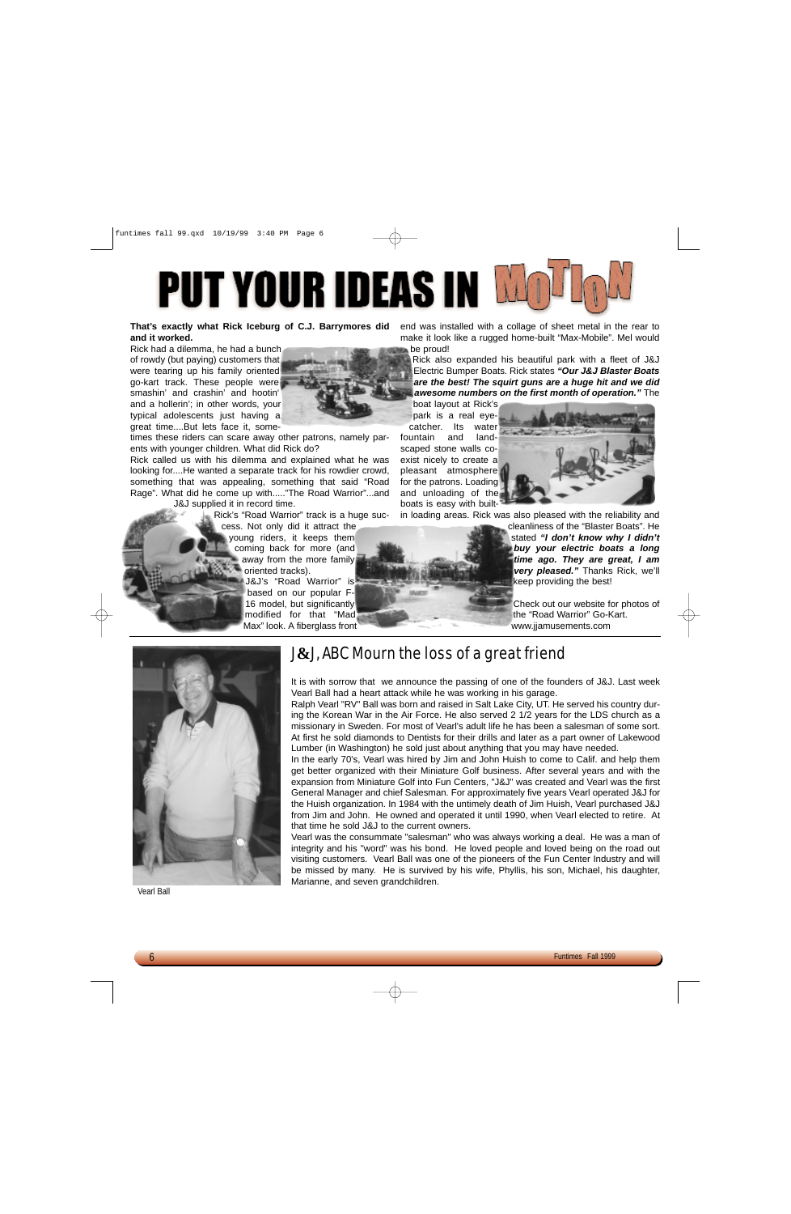# PUT YOUR IDEAS IN MOTION

**That's exactly what Rick Iceburg of C.J. Barrymores did and it worked.**

Rick had a dilemma, he had a bunch of rowdy (but paying) customers that were tearing up his family oriented go-kart track. These people were smashin' and crashin' and hootin' and a hollerin'; in other words, your typical adolescents just having a great time....But lets face it, sometimes these riders can scare away other patrons, namely parents with younger children. What did Rick do?

Rick called us with his dilemma and explained what he was looking for....He wanted a separate track for his rowdier crowd, something that was appealing, something that said "Road Rage". What did he come up with....."The Road Warrior"...and J&J supplied it in record time.

Rick's "Road Warrior" track is a huge success. Not only did it attract the young riders, it keeps them coming back for more (and away from the more family oriented tracks).

J&J's "Road Warrior" is based on our popular F-16 model, but significantly modified for that "Mad Max" look. A fiberglass front end was installed with a collage of sheet metal in the rear to make it look like a rugged home-built "Max-Mobile". Mel would be proud!

Rick also expanded his beautiful park with a fleet of J&J Electric Bumper Boats. Rick states ***"Our J&J Blaster Boats are the best! The squirt guns are a huge hit and we did awesome numbers on the first month of operation."*** The boat layout at Rick's park is a real eye-catcher. Its water fountain and landscaped stone walls co-exist nicely to create a pleasant atmosphere for the patrons. Loading and unloading of the boats is easy with built-in loading areas. Rick was also pleased with the reliability and cleanliness of the "Blaster Boats". He stated ***"I don't know why I didn't buy your electric boats a long time ago. They are great, I am very pleased."*** Thanks Rick, we'll keep providing the best!

Check out our website for photos of the "Road Warrior" Go-Kart. www.jjamusements.com

## J&J, ABC Mourn the loss of a great friend

It is with sorrow that we announce the passing of one of the founders of J&J. Last week Vearl Ball had a heart attack while he was working in his garage.

Ralph Vearl "RV" Ball was born and raised in Salt Lake City, UT. He served his country during the Korean War in the Air Force. He also served 2 1/2 years for the LDS church as a missionary in Sweden. For most of Vearl's adult life he has been a salesman of some sort. At first he sold diamonds to Dentists for their drills and later as a part owner of Lakewood Lumber (in Washington) he sold just about anything that you may have needed.

In the early 70's, Vearl was hired by Jim and John Huish to come to Calif. and help them get better organized with their Miniature Golf business. After several years and with the expansion from Miniature Golf into Fun Centers, "J&J" was created and Vearl was the first General Manager and chief Salesman. For approximately five years Vearl operated J&J for the Huish organization. In 1984 with the untimely death of Jim Huish, Vearl purchased J&J from Jim and John. He owned and operated it until 1990, when Vearl elected to retire. At that time he sold J&J to the current owners.

Vearl was the consummate "salesman" who was always working a deal. He was a man of integrity and his "word" was his bond. He loved people and loved being on the road out visiting customers. Vearl Ball was one of the pioneers of the Fun Center Industry and will be missed by many. He is survived by his wife, Phyllis, his son, Michael, his daughter, Marianne, and seven grandchildren.

Vearl Ball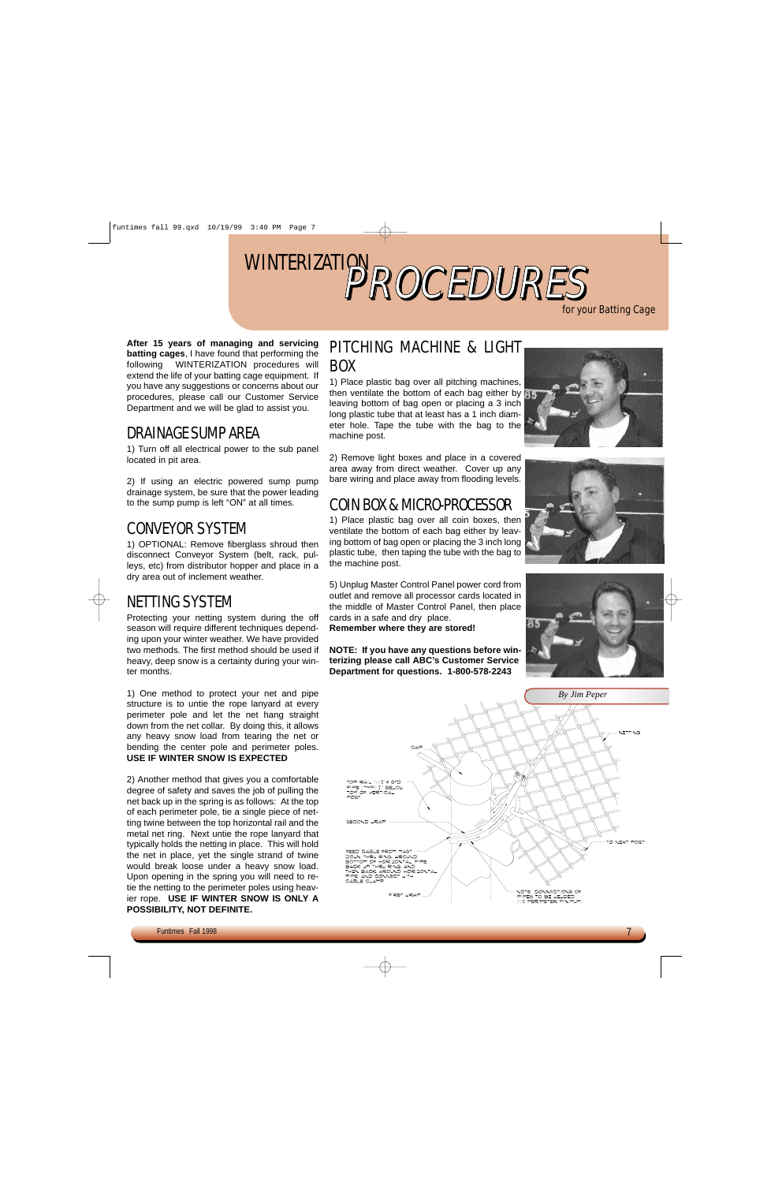# WINTERIZATION *PROCEDURES*

*for your Batting Cage*

**After 15 years of managing and servicing batting cages**, I have found that performing the following WINTERIZATION procedures will extend the life of your batting cage equipment. If you have any suggestions or concerns about our procedures, please call our Customer Service Department and we will be glad to assist you.

## DRAINAGE SUMP AREA

1) Turn off all electrical power to the sub panel located in pit area.

2) If using an electric powered sump pump drainage system, be sure that the power leading to the sump pump is left "ON" at all times.

## CONVEYOR SYSTEM

1) OPTIONAL: Remove fiberglass shroud then disconnect Conveyor System (belt, rack, pulleys, etc) from distributor hopper and place in a dry area out of inclement weather.

## NETTING SYSTEM

Protecting your netting system during the off season will require different techniques depending upon your winter weather. We have provided two methods. The first method should be used if heavy, deep snow is a certainty during your winter months.

1) One method to protect your net and pipe structure is to untie the rope lanyard at every perimeter pole and let the net hang straight down from the net collar. By doing this, it allows any heavy snow load from tearing the net or bending the center pole and perimeter poles. **USE IF WINTER SNOW IS EXPECTED**

2) Another method that gives you a comfortable degree of safety and saves the job of pulling the net back up in the spring is as follows: At the top of each perimeter pole, tie a single piece of netting twine between the top horizontal rail and the metal net ring. Next untie the rope lanyard that typically holds the netting in place. This will hold the net in place, yet the single strand of twine would break loose under a heavy snow load. Upon opening in the spring you will need to re-tie the netting to the perimeter poles using heavier rope. **USE IF WINTER SNOW IS ONLY A POSSIBILITY, NOT DEFINITE.**

## PITCHING MACHINE & LIGHT BOX

1) Place plastic bag over all pitching machines, then ventilate the bottom of each bag either by leaving bottom of bag open or placing a 3 inch long plastic tube that at least has a 1 inch diameter hole. Tape the tube with the bag to the machine post.

2) Remove light boxes and place in a covered area away from direct weather. Cover up any bare wiring and place away from flooding levels.

## COIN BOX & MICRO-PROCESSOR

1) Place plastic bag over all coin boxes, then ventilate the bottom of each bag either by leaving bottom of bag open or placing the 3 inch long plastic tube, then taping the tube with the bag to the machine post.

5) Unplug Master Control Panel power cord from outlet and remove all processor cards located in the middle of Master Control Panel, then place cards in a safe and dry place.
**Remember where they are stored!**

**NOTE: If you have any questions before winterizing please call ABC's Customer Service Department for questions. 1-800-578-2243**

*By Jim Peper*

NETTING

CAP

TOP RAIL 1-1/2" Ø STD PIPE (TYP) 1' BELOW TOP OF VERTICAL POST

SECOND WRAP

TO NEXT POST

FEED CABLE FROM MAST DOWN THRU RING, AROUND BOTTOM OF HORIZONTAL PIPE BACK UP THRU RING AND THEN BACK AROUND HORIZONTAL PIPE AND CONNECT WITH CABLE CLAMP

FIRST WRAP

NOTE: CONNECTIONS OF PIPES TO BE WELDED (10 PERIMETER MINIMUM)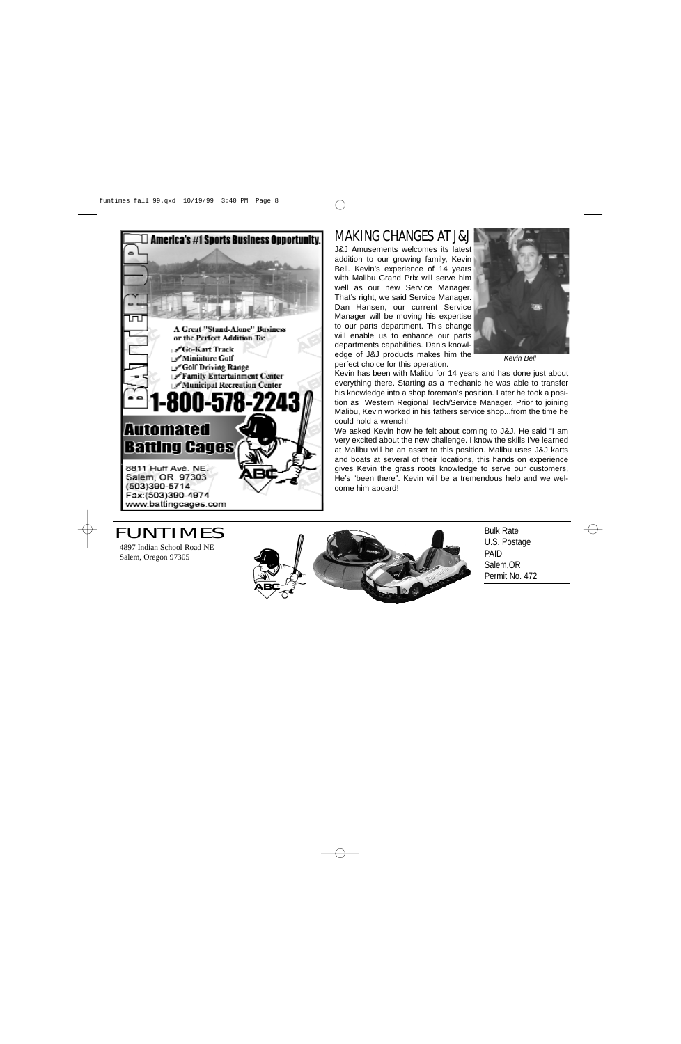**BATTER UP!** **America's #1 Sports Business Opportunity.**

A Great "Stand-Alone" Business or the Perfect Addition To:

- Go-Kart Track
- Miniature Golf
- Golf Driving Range
- Family Entertainment Center
- Municipal Recreation Center

**1-800-578-2243**

**Automated Batting Cages**

8811 Huff Ave. NE.
Salem, OR. 97303
(503)390-5714
Fax:(503)390-4974
www.battingcages.com

ABC

## MAKING CHANGES AT J&J

J&J Amusements welcomes its latest addition to our growing family, Kevin Bell. Kevin's experience of 14 years with Malibu Grand Prix will serve him well as our new Service Manager. That's right, we said Service Manager. Dan Hansen, our current Service Manager will be moving his expertise to our parts department. This change will enable us to enhance our parts departments capabilities. Dan's knowledge of J&J products makes him the perfect choice for this operation.

*Kevin Bell*

Kevin has been with Malibu for 14 years and has done just about everything there. Starting as a mechanic he was able to transfer his knowledge into a shop foreman's position. Later he took a position as Western Regional Tech/Service Manager. Prior to joining Malibu, Kevin worked in his fathers service shop...from the time he could hold a wrench!

We asked Kevin how he felt about coming to J&J. He said "I am very excited about the new challenge. I know the skills I've learned at Malibu will be an asset to this position. Malibu uses J&J karts and boats at several of their locations, this hands on experience gives Kevin the grass roots knowledge to serve our customers, He's "been there". Kevin will be a tremendous help and we welcome him aboard!

# FUNTIMES

4897 Indian School Road NE
Salem, Oregon 97305

Bulk Rate
U.S. Postage
PAID
Salem,OR
Permit No. 472